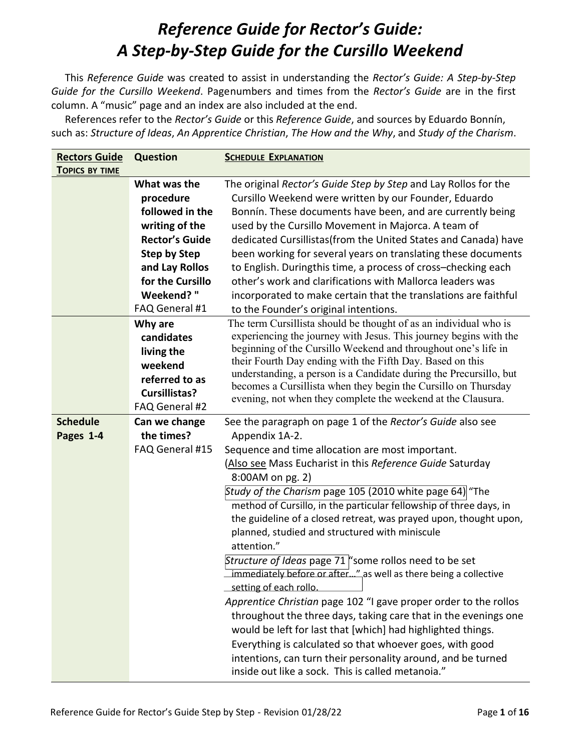# *Reference Guide for Rector's Guide: A Step-by-Step Guide for the Cursillo Weekend*

This *Reference Guide* was created to assist in understanding the *Rector's Guide: A Step-by-Step Guide for the Cursillo Weekend*. Pagenumbers and times from the *Rector's Guide* are in the first column. A "music" page and an index are also included at the end.

References refer to the *Rector's Guide* or this *Reference Guide*, and sources by Eduardo Bonnín, such as: *Structure of Ideas*, *An Apprentice Christian*, *The How and the Why*, and *Study of the Charism*.

| **Rectors Guide TOPICS BY TIME** | **Question** | **SCHEDULE EXPLANATION** |
|---|---|---|
| | **What was the procedure followed in the writing of the Rector's Guide Step by Step and Lay Rollos for the Cursillo Weekend? "** FAQ General #1 | The original *Rector's Guide Step by Step* and Lay Rollos for the Cursillo Weekend were written by our Founder, Eduardo Bonnín. These documents have been, and are currently being used by the Cursillo Movement in Majorca. A team of dedicated Cursillistas(from the United States and Canada) have been working for several years on translating these documents to English. Duringthis time, a process of cross–checking each other's work and clarifications with Mallorca leaders was incorporated to make certain that the translations are faithful to the Founder's original intentions. |
| | **Why are candidates living the weekend referred to as Cursillistas?** FAQ General #2 | The term Cursillista should be thought of as an individual who is experiencing the journey with Jesus. This journey begins with the beginning of the Cursillo Weekend and throughout one's life in their Fourth Day ending with the Fifth Day. Based on this understanding, a person is a Candidate during the Precursillo, but becomes a Cursillista when they begin the Cursillo on Thursday evening, not when they complete the weekend at the Clausura. |
| **Schedule Pages 1-4** | **Can we change the times?** FAQ General #15 | See the paragraph on page 1 of the *Rector's Guide* also see Appendix 1A-2.<br>Sequence and time allocation are most important.<br>(Also see Mass Eucharist in this *Reference Guide* Saturday 8:00AM on pg. 2)<br>*Study of the Charism* page 105 (2010 white page 64) "The method of Cursillo, in the particular fellowship of three days, in the guideline of a closed retreat, was prayed upon, thought upon, planned, studied and structured with miniscule attention."<br>*Structure of Ideas* page 71 "some rollos need to be set immediately before or after..." as well as there being a collective setting of each rollo.<br>*Apprentice Christian* page 102 "I gave proper order to the rollos throughout the three days, taking care that in the evenings one would be left for last that [which] had highlighted things. Everything is calculated so that whoever goes, with good intentions, can turn their personality around, and be turned inside out like a sock. This is called metanoia." |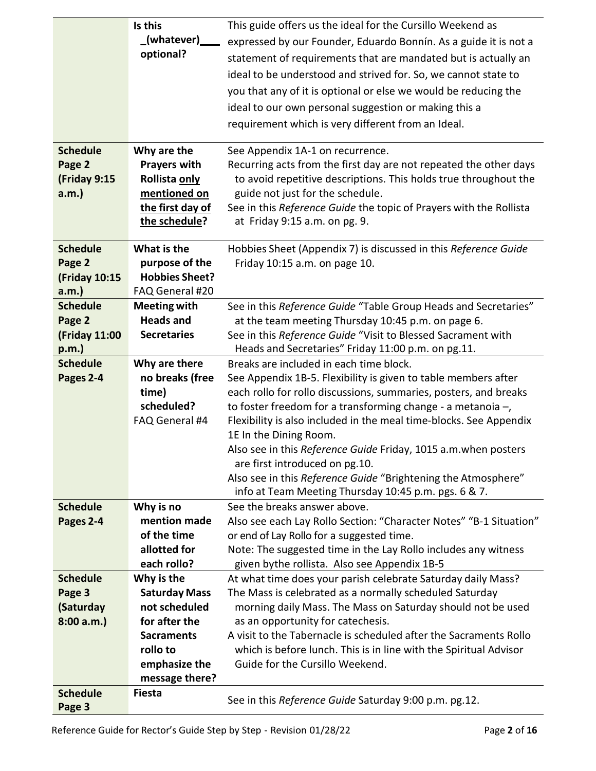| | | |
|---|---|---|
| | **Is this _(whatever)____ optional?** | This guide offers us the ideal for the Cursillo Weekend as expressed by our Founder, Eduardo Bonnín. As a guide it is not a statement of requirements that are mandated but is actually an ideal to be understood and strived for. So, we cannot state to you that any of it is optional or else we would be reducing the ideal to our own personal suggestion or making this a requirement which is very different from an Ideal. |
| **Schedule Page 2 (Friday 9:15 a.m.)** | **Why are the Prayers with Rollista only mentioned on the first day of the schedule?** | See Appendix 1A-1 on recurrence.<br>Recurring acts from the first day are not repeated the other days to avoid repetitive descriptions. This holds true throughout the guide not just for the schedule.<br>See in this *Reference Guide* the topic of Prayers with the Rollista at Friday 9:15 a.m. on pg. 9. |
| **Schedule Page 2 (Friday 10:15 a.m.)** | **What is the purpose of the Hobbies Sheet?** FAQ General #20 | Hobbies Sheet (Appendix 7) is discussed in this *Reference Guide* Friday 10:15 a.m. on page 10. |
| **Schedule Page 2 (Friday 11:00 p.m.)** | **Meeting with Heads and Secretaries** | See in this *Reference Guide* "Table Group Heads and Secretaries" at the team meeting Thursday 10:45 p.m. on page 6.<br>See in this *Reference Guide* "Visit to Blessed Sacrament with Heads and Secretaries" Friday 11:00 p.m. on pg.11. |
| **Schedule Pages 2-4** | **Why are there no breaks (free time) scheduled?** FAQ General #4 | Breaks are included in each time block.<br>See Appendix 1B-5. Flexibility is given to table members after each rollo for rollo discussions, summaries, posters, and breaks to foster freedom for a transforming change - a metanoia –, Flexibility is also included in the meal time-blocks. See Appendix 1E In the Dining Room.<br>Also see in this *Reference Guide* Friday, 1015 a.m.when posters are first introduced on pg.10.<br>Also see in this *Reference Guide* "Brightening the Atmosphere" info at Team Meeting Thursday 10:45 p.m. pgs. 6 & 7. |
| **Schedule Pages 2-4** | **Why is no mention made of the time allotted for each rollo?** | See the breaks answer above.<br>Also see each Lay Rollo Section: "Character Notes" "B-1 Situation" or end of Lay Rollo for a suggested time.<br>Note: The suggested time in the Lay Rollo includes any witness given bythe rollista. Also see Appendix 1B-5 |
| **Schedule Page 3 (Saturday 8:00 a.m.)** | **Why is the Saturday Mass not scheduled for after the Sacraments rollo to emphasize the message there?** | At what time does your parish celebrate Saturday daily Mass?<br>The Mass is celebrated as a normally scheduled Saturday morning daily Mass. The Mass on Saturday should not be used as an opportunity for catechesis.<br>A visit to the Tabernacle is scheduled after the Sacraments Rollo which is before lunch. This is in line with the Spiritual Advisor Guide for the Cursillo Weekend. |
| **Schedule Page 3** | **Fiesta** | See in this *Reference Guide* Saturday 9:00 p.m. pg.12. |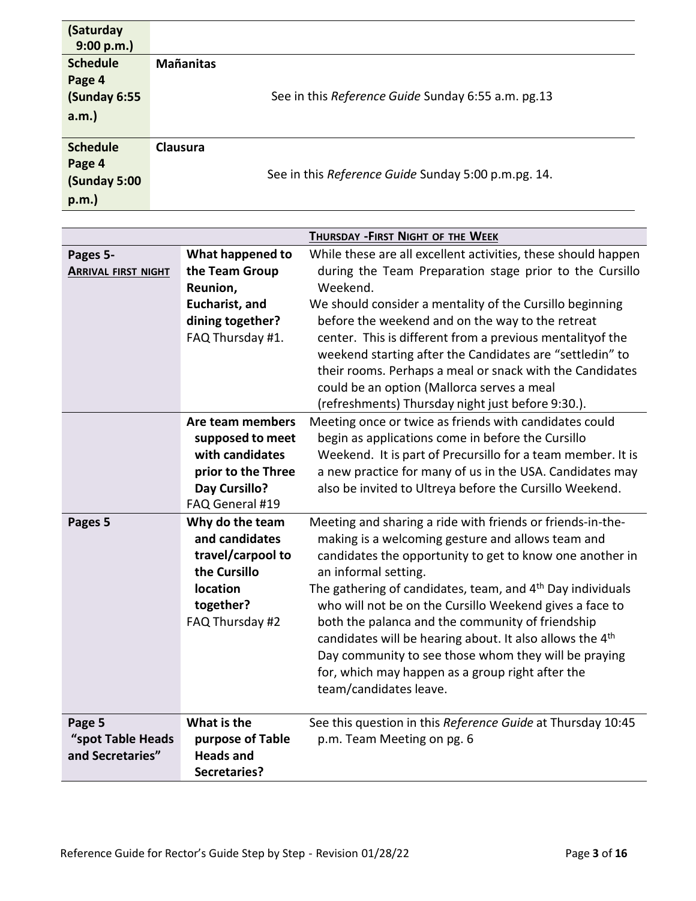| (Saturday 9:00 p.m.) | |
|---|---|
| **Schedule Page 4 (Sunday 6:55 a.m.)** | **Mañanitas**<br>See in this *Reference Guide* Sunday 6:55 a.m. pg.13 |
| **Schedule Page 4 (Sunday 5:00 p.m.)** | **Clausura**<br>See in this *Reference Guide* Sunday 5:00 p.m.pg. 14. |

| | | **THURSDAY - FIRST NIGHT OF THE WEEK** |
|---|---|---|
| **Pages 5- ARRIVAL FIRST NIGHT** | **What happened to the Team Group Reunion, Eucharist, and dining together?** FAQ Thursday #1. | While these are all excellent activities, these should happen during the Team Preparation stage prior to the Cursillo Weekend.<br>We should consider a mentality of the Cursillo beginning before the weekend and on the way to the retreat center. This is different from a previous mentalityof the weekend starting after the Candidates are "settledin" to their rooms. Perhaps a meal or snack with the Candidates could be an option (Mallorca serves a meal (refreshments) Thursday night just before 9:30.). |
| | **Are team members supposed to meet with candidates prior to the Three Day Cursillo?** FAQ General #19 | Meeting once or twice as friends with candidates could begin as applications come in before the Cursillo Weekend. It is part of Precursillo for a team member. It is a new practice for many of us in the USA. Candidates may also be invited to Ultreya before the Cursillo Weekend. |
| **Pages 5** | **Why do the team and candidates travel/carpool to the Cursillo location together?** FAQ Thursday #2 | Meeting and sharing a ride with friends or friends-in-the-making is a welcoming gesture and allows team and candidates the opportunity to get to know one another in an informal setting.<br>The gathering of candidates, team, and 4th Day individuals who will not be on the Cursillo Weekend gives a face to both the palanca and the community of friendship candidates will be hearing about. It also allows the 4th Day community to see those whom they will be praying for, which may happen as a group right after the team/candidates leave. |
| **Page 5 "spot Table Heads and Secretaries"** | **What is the purpose of Table Heads and Secretaries?** | See this question in this *Reference Guide* at Thursday 10:45 p.m. Team Meeting on pg. 6 |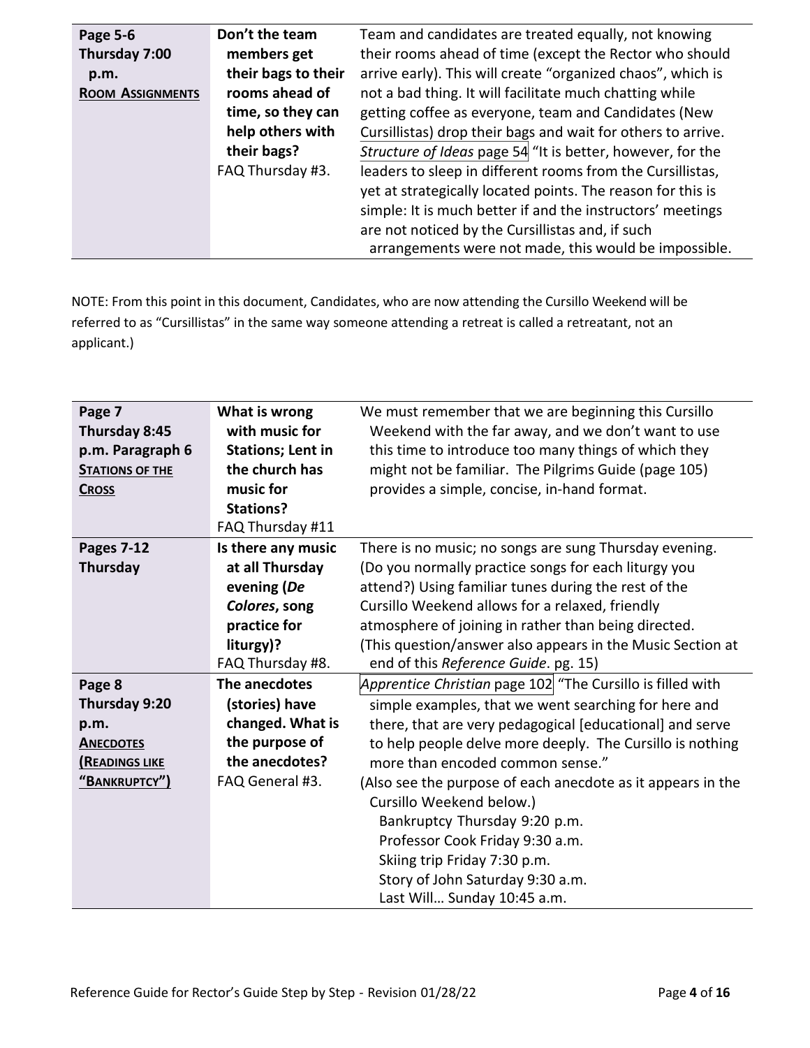| | | |
|---|---|---|
| **Page 5-6**<br>**Thursday 7:00 p.m.**<br>**ROOM ASSIGNMENTS** | **Don't the team members get their bags to their rooms ahead of time, so they can help others with their bags?**<br>FAQ Thursday #3. | Team and candidates are treated equally, not knowing their rooms ahead of time (except the Rector who should arrive early). This will create "organized chaos", which is not a bad thing. It will facilitate much chatting while getting coffee as everyone, team and Candidates (New Cursillistas) drop their bags and wait for others to arrive. *Structure of Ideas* page 54 "It is better, however, for the leaders to sleep in different rooms from the Cursillistas, yet at strategically located points. The reason for this is simple: It is much better if and the instructors' meetings are not noticed by the Cursillistas and, if such arrangements were not made, this would be impossible. |

NOTE: From this point in this document, Candidates, who are now attending the Cursillo Weekend will be referred to as "Cursillistas" in the same way someone attending a retreat is called a retreatant, not an applicant.)

| | | |
|---|---|---|
| **Page 7**<br>**Thursday 8:45 p.m. Paragraph 6**<br>**STATIONS OF THE CROSS** | **What is wrong with music for Stations; Lent in the church has music for Stations?**<br>FAQ Thursday #11 | We must remember that we are beginning this Cursillo Weekend with the far away, and we don't want to use this time to introduce too many things of which they might not be familiar. The Pilgrims Guide (page 105) provides a simple, concise, in-hand format. |
| **Pages 7-12**<br>**Thursday** | **Is there any music at all Thursday evening (*De Colores*, song practice for liturgy)?**<br>FAQ Thursday #8. | There is no music; no songs are sung Thursday evening. (Do you normally practice songs for each liturgy you attend?) Using familiar tunes during the rest of the Cursillo Weekend allows for a relaxed, friendly atmosphere of joining in rather than being directed. (This question/answer also appears in the Music Section at end of this *Reference Guide*. pg. 15) |
| **Page 8**<br>**Thursday 9:20 p.m.**<br>**ANECDOTES (READINGS LIKE "BANKRUPTCY")** | **The anecdotes (stories) have changed. What is the purpose of the anecdotes?**<br>FAQ General #3. | *Apprentice Christian* page 102 "The Cursillo is filled with simple examples, that we went searching for here and there, that are very pedagogical [educational] and serve to help people delve more deeply. The Cursillo is nothing more than encoded common sense."<br>(Also see the purpose of each anecdote as it appears in the Cursillo Weekend below.)<br>Bankruptcy Thursday 9:20 p.m.<br>Professor Cook Friday 9:30 a.m.<br>Skiing trip Friday 7:30 p.m.<br>Story of John Saturday 9:30 a.m.<br>Last Will… Sunday 10:45 a.m. |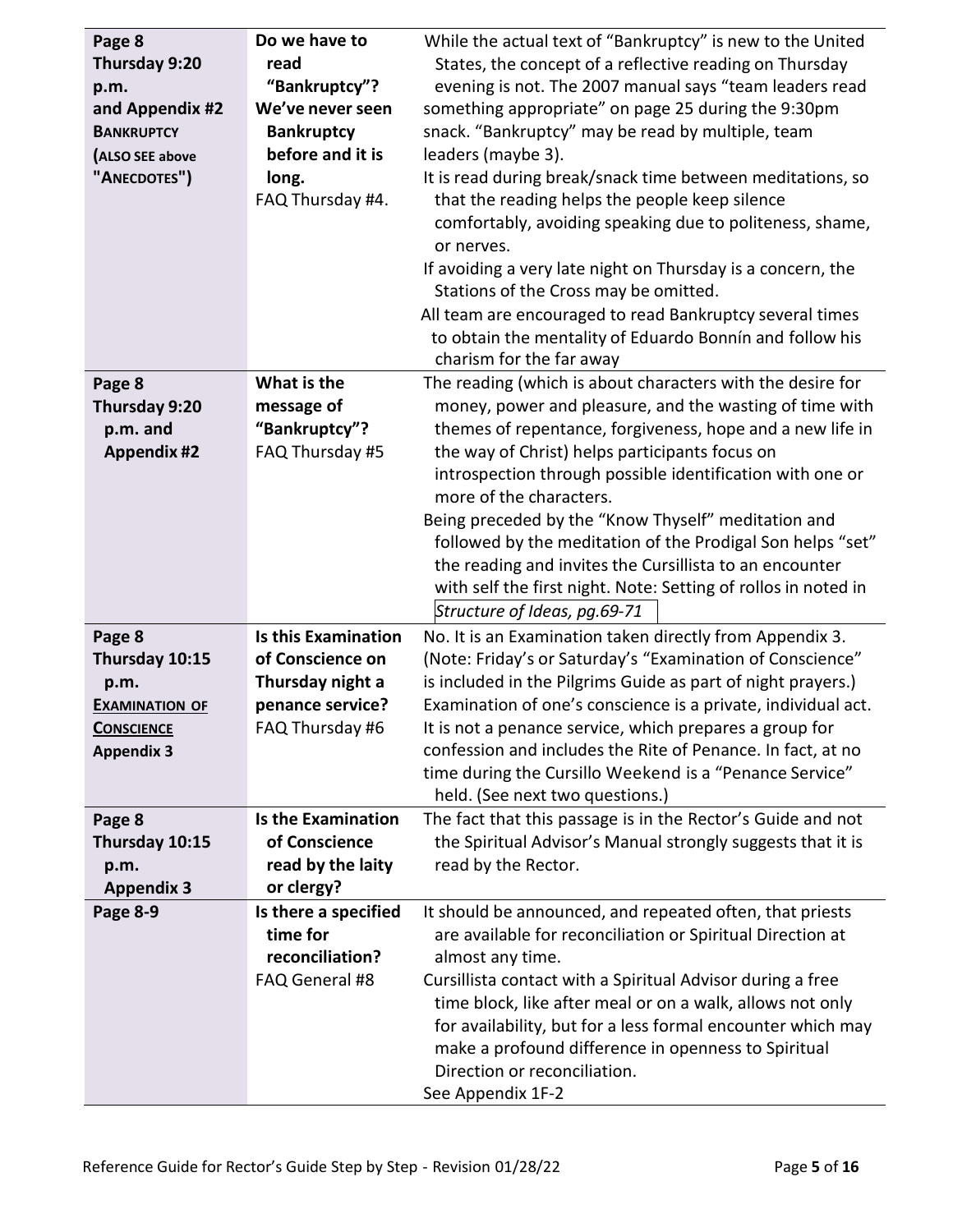| | | |
|---|---|---|
| **Page 8 Thursday 9:20 p.m. and Appendix #2 BANKRUPTCY (ALSO SEE above "ANECDOTES")** | **Do we have to read "Bankruptcy"? We've never seen Bankruptcy before and it is long.** FAQ Thursday #4. | While the actual text of "Bankruptcy" is new to the United States, the concept of a reflective reading on Thursday evening is not. The 2007 manual says "team leaders read something appropriate" on page 25 during the 9:30pm snack. "Bankruptcy" may be read by multiple, team leaders (maybe 3).<br>It is read during break/snack time between meditations, so that the reading helps the people keep silence comfortably, avoiding speaking due to politeness, shame, or nerves.<br>If avoiding a very late night on Thursday is a concern, the Stations of the Cross may be omitted.<br>All team are encouraged to read Bankruptcy several times to obtain the mentality of Eduardo Bonnín and follow his charism for the far away |
| **Page 8 Thursday 9:20 p.m. and Appendix #2** | **What is the message of "Bankruptcy"?** FAQ Thursday #5 | The reading (which is about characters with the desire for money, power and pleasure, and the wasting of time with themes of repentance, forgiveness, hope and a new life in the way of Christ) helps participants focus on introspection through possible identification with one or more of the characters.<br>Being preceded by the "Know Thyself" meditation and followed by the meditation of the Prodigal Son helps "set" the reading and invites the Cursillista to an encounter with self the first night. Note: Setting of rollos in noted in *Structure of Ideas, pg.69-71* |
| **Page 8 Thursday 10:15 p.m. EXAMINATION OF CONSCIENCE Appendix 3** | **Is this Examination of Conscience on Thursday night a penance service?** FAQ Thursday #6 | No. It is an Examination taken directly from Appendix 3. (Note: Friday's or Saturday's "Examination of Conscience" is included in the Pilgrims Guide as part of night prayers.) Examination of one's conscience is a private, individual act. It is not a penance service, which prepares a group for confession and includes the Rite of Penance. In fact, at no time during the Cursillo Weekend is a "Penance Service" held. (See next two questions.) |
| **Page 8 Thursday 10:15 p.m. Appendix 3** | **Is the Examination of Conscience read by the laity or clergy?** | The fact that this passage is in the Rector's Guide and not the Spiritual Advisor's Manual strongly suggests that it is read by the Rector. |
| **Page 8-9** | **Is there a specified time for reconciliation?** FAQ General #8 | It should be announced, and repeated often, that priests are available for reconciliation or Spiritual Direction at almost any time.<br>Cursillista contact with a Spiritual Advisor during a free time block, like after meal or on a walk, allows not only for availability, but for a less formal encounter which may make a profound difference in openness to Spiritual Direction or reconciliation.<br>See Appendix 1F-2 |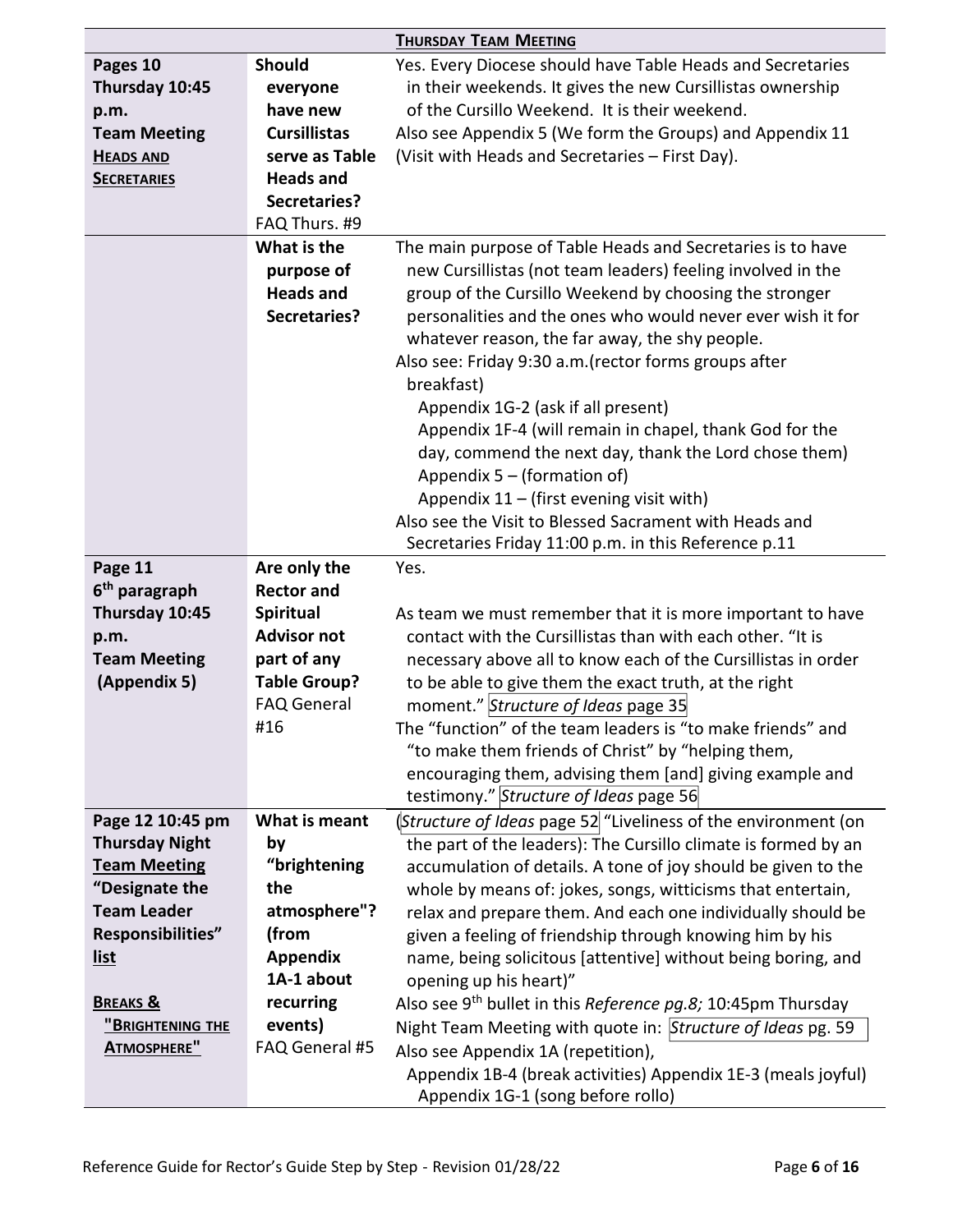| **THURSDAY TEAM MEETING** | | |
|---|---|---|
| **Pages 10**<br>**Thursday 10:45 p.m.**<br>**Team Meeting**<br>**HEADS AND SECRETARIES** | **Should everyone have new Cursillistas serve as Table Heads and Secretaries?**<br>FAQ Thurs. #9 | Yes. Every Diocese should have Table Heads and Secretaries in their weekends. It gives the new Cursillistas ownership of the Cursillo Weekend. It is their weekend.<br>Also see Appendix 5 (We form the Groups) and Appendix 11 (Visit with Heads and Secretaries – First Day). |
| | **What is the purpose of Heads and Secretaries?** | The main purpose of Table Heads and Secretaries is to have new Cursillistas (not team leaders) feeling involved in the group of the Cursillo Weekend by choosing the stronger personalities and the ones who would never ever wish it for whatever reason, the far away, the shy people.<br>Also see: Friday 9:30 a.m.(rector forms groups after breakfast)<br>Appendix 1G-2 (ask if all present)<br>Appendix 1F-4 (will remain in chapel, thank God for the day, commend the next day, thank the Lord chose them)<br>Appendix 5 – (formation of)<br>Appendix 11 – (first evening visit with)<br>Also see the Visit to Blessed Sacrament with Heads and Secretaries Friday 11:00 p.m. in this Reference p.11 |
| **Page 11**<br>**6th paragraph**<br>**Thursday 10:45 p.m.**<br>**Team Meeting**<br>**(Appendix 5)** | **Are only the Rector and Spiritual Advisor not part of any Table Group?**<br>FAQ General #16 | Yes.<br><br>As team we must remember that it is more important to have contact with the Cursillistas than with each other. "It is necessary above all to know each of the Cursillistas in order to be able to give them the exact truth, at the right moment." *Structure of Ideas* page 35<br>The "function" of the team leaders is "to make friends" and "to make them friends of Christ" by "helping them, encouraging them, advising them [and] giving example and testimony." *Structure of Ideas* page 56 |
| **Page 12 10:45 pm**<br>**Thursday Night**<br>**Team Meeting**<br>**"Designate the Team Leader Responsibilities" list**<br><br>**BREAKS & "BRIGHTENING THE ATMOSPHERE"** | **What is meant by "brightening the atmosphere"? (from Appendix 1A-1 about recurring events)**<br>FAQ General #5 | (*Structure of Ideas* page 52 "Liveliness of the environment (on the part of the leaders): The Cursillo climate is formed by an accumulation of details. A tone of joy should be given to the whole by means of: jokes, songs, witticisms that entertain, relax and prepare them. And each one individually should be given a feeling of friendship through knowing him by his name, being solicitous [attentive] without being boring, and opening up his heart)"<br>Also see 9th bullet in this *Reference pg.8;* 10:45pm Thursday Night Team Meeting with quote in: *Structure of Ideas* pg. 59<br>Also see Appendix 1A (repetition),<br>Appendix 1B-4 (break activities) Appendix 1E-3 (meals joyful)<br>Appendix 1G-1 (song before rollo) |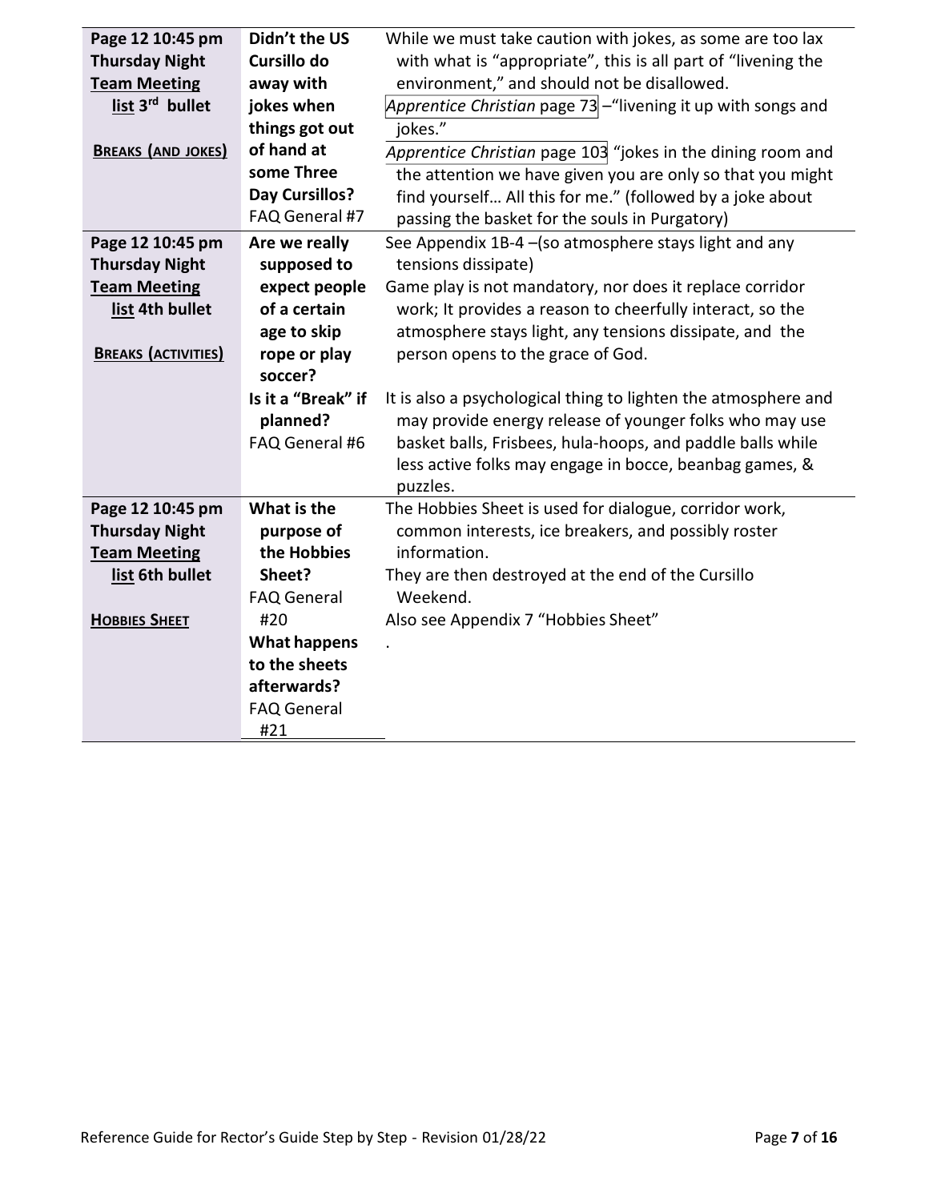| | | |
|---|---|---|
| **Page 12 10:45 pm Thursday Night Team Meeting** **list 3rd bullet**<br><br>**BREAKS (AND JOKES)** | **Didn't the US Cursillo do away with jokes when things got out of hand at some Three Day Cursillos?**<br>FAQ General #7 | While we must take caution with jokes, as some are too lax with what is "appropriate", this is all part of "livening the environment," and should not be disallowed.<br>*Apprentice Christian* page 73 –"livening it up with songs and jokes."<br>*Apprentice Christian* page 103 "jokes in the dining room and the attention we have given you are only so that you might find yourself… All this for me." (followed by a joke about passing the basket for the souls in Purgatory) |
| **Page 12 10:45 pm Thursday Night Team Meeting** **list 4th bullet**<br><br>**BREAKS (ACTIVITIES)** | **Are we really supposed to expect people of a certain age to skip rope or play soccer?**<br>**Is it a "Break" if planned?**<br>FAQ General #6 | See Appendix 1B-4 –(so atmosphere stays light and any tensions dissipate)<br>Game play is not mandatory, nor does it replace corridor work; It provides a reason to cheerfully interact, so the atmosphere stays light, any tensions dissipate, and the person opens to the grace of God.<br><br>It is also a psychological thing to lighten the atmosphere and may provide energy release of younger folks who may use basket balls, Frisbees, hula-hoops, and paddle balls while less active folks may engage in bocce, beanbag games, & puzzles. |
| **Page 12 10:45 pm Thursday Night Team Meeting** **list 6th bullet**<br><br>**HOBBIES SHEET** | **What is the purpose of the Hobbies Sheet?**<br>FAQ General #20<br>**What happens to the sheets afterwards?**<br>FAQ General #21 | The Hobbies Sheet is used for dialogue, corridor work, common interests, ice breakers, and possibly roster information.<br>They are then destroyed at the end of the Cursillo Weekend.<br>Also see Appendix 7 "Hobbies Sheet"<br>. |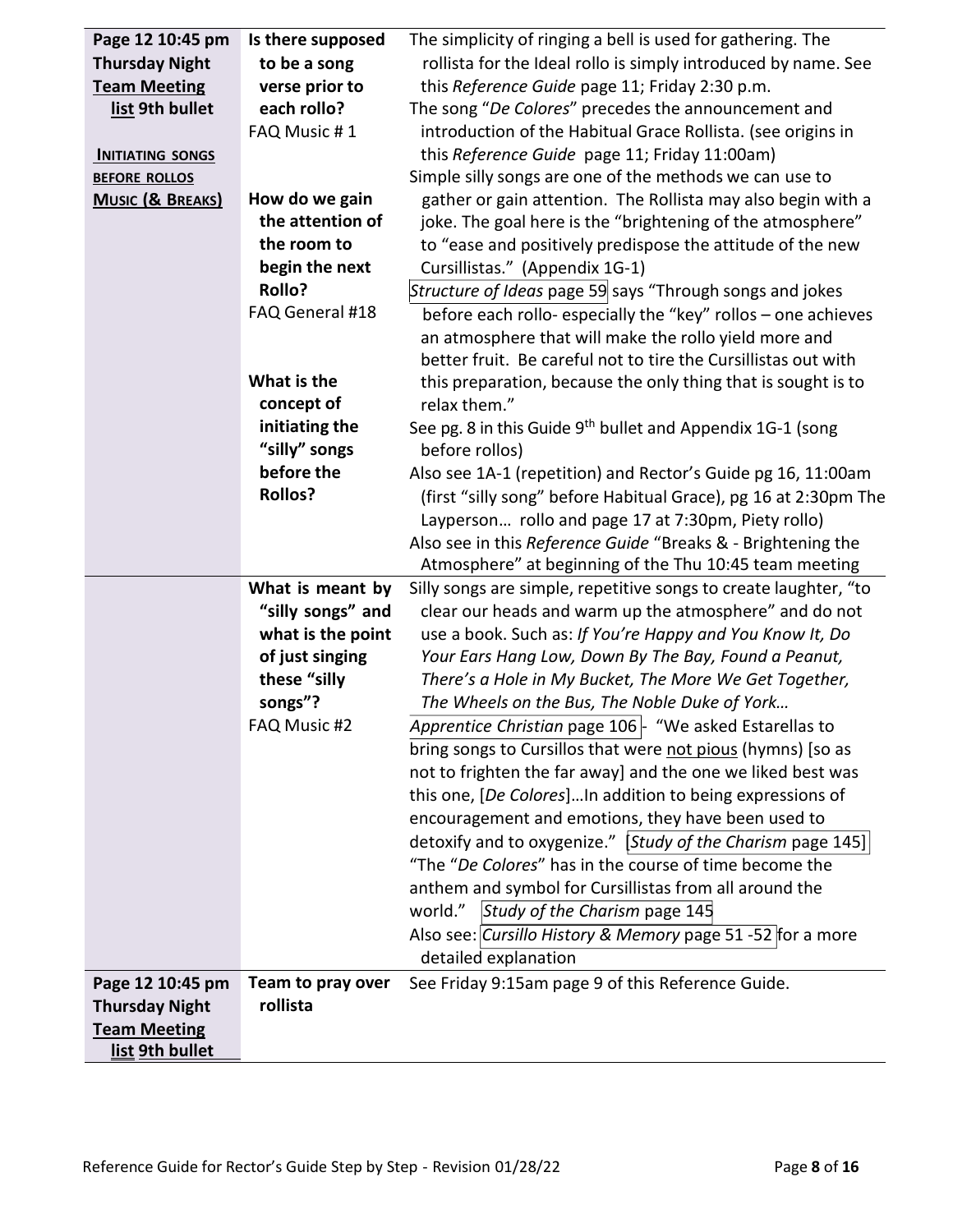| | | |
|---|---|---|
| **Page 12 10:45 pm Thursday Night Team Meeting list 9th bullet**<br><br>**INITIATING SONGS BEFORE ROLLOS**<br>**MUSIC (& BREAKS)** | **Is there supposed to be a song verse prior to each rollo?**<br>FAQ Music # 1<br><br>**How do we gain the attention of the room to begin the next Rollo?**<br>FAQ General #18<br><br>**What is the concept of initiating the "silly" songs before the Rollos?** | The simplicity of ringing a bell is used for gathering. The rollista for the Ideal rollo is simply introduced by name. See this *Reference Guide* page 11; Friday 2:30 p.m.<br>The song "*De Colores*" precedes the announcement and introduction of the Habitual Grace Rollista. (see origins in this *Reference Guide* page 11; Friday 11:00am)<br>Simple silly songs are one of the methods we can use to gather or gain attention. The Rollista may also begin with a joke. The goal here is the "brightening of the atmosphere" to "ease and positively predispose the attitude of the new Cursillistas." (Appendix 1G-1)<br>*Structure of Ideas* page 59 says "Through songs and jokes before each rollo- especially the "key" rollos – one achieves an atmosphere that will make the rollo yield more and better fruit. Be careful not to tire the Cursillistas out with this preparation, because the only thing that is sought is to relax them."<br>See pg. 8 in this Guide 9th bullet and Appendix 1G-1 (song before rollos)<br>Also see 1A-1 (repetition) and Rector's Guide pg 16, 11:00am (first "silly song" before Habitual Grace), pg 16 at 2:30pm The Layperson… rollo and page 17 at 7:30pm, Piety rollo)<br>Also see in this *Reference Guide* "Breaks & - Brightening the Atmosphere" at beginning of the Thu 10:45 team meeting |
| | **What is meant by "silly songs" and what is the point of just singing these "silly songs"?**<br>FAQ Music #2 | Silly songs are simple, repetitive songs to create laughter, "to clear our heads and warm up the atmosphere" and do not use a book. Such as: *If You're Happy and You Know It, Do Your Ears Hang Low, Down By The Bay, Found a Peanut, There's a Hole in My Bucket, The More We Get Together, The Wheels on the Bus, The Noble Duke of York…*<br>*Apprentice Christian* page 106 - "We asked Estarellas to bring songs to Cursillos that were not pious (hymns) [so as not to frighten the far away] and the one we liked best was this one, [*De Colores*]…In addition to being expressions of encouragement and emotions, they have been used to detoxify and to oxygenize." [*Study of the Charism* page 145]<br>"The "*De Colores*" has in the course of time become the anthem and symbol for Cursillistas from all around the world." *Study of the Charism* page 145<br>Also see: *Cursillo History & Memory* page 51 -52 for a more detailed explanation |
| **Page 12 10:45 pm Thursday Night Team Meeting list 9th bullet** | **Team to pray over rollista** | See Friday 9:15am page 9 of this Reference Guide. |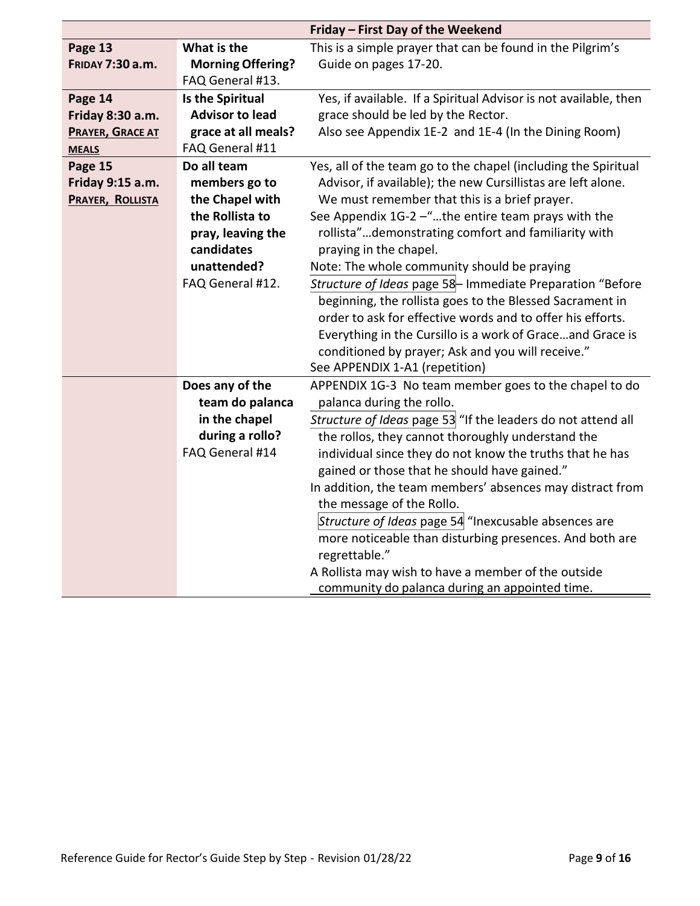| | | Friday – First Day of the Weekend |
|---|---|---|
| **Page 13**<br>**FRIDAY 7:30 a.m.** | **What is the Morning Offering?**<br>FAQ General #13. | This is a simple prayer that can be found in the Pilgrim's Guide on pages 17-20. |
| **Page 14**<br>**Friday 8:30 a.m.**<br>**PRAYER, GRACE AT MEALS** | **Is the Spiritual Advisor to lead grace at all meals?**<br>FAQ General #11 | Yes, if available. If a Spiritual Advisor is not available, then grace should be led by the Rector.<br>Also see Appendix 1E-2 and 1E-4 (In the Dining Room) |
| **Page 15**<br>**Friday 9:15 a.m.**<br>**PRAYER, ROLLISTA** | **Do all team members go to the Chapel with the Rollista to pray, leaving the candidates unattended?**<br>FAQ General #12. | Yes, all of the team go to the chapel (including the Spiritual Advisor, if available); the new Cursillistas are left alone. We must remember that this is a brief prayer.<br>See Appendix 1G-2 –"…the entire team prays with the rollista"…demonstrating comfort and familiarity with praying in the chapel.<br>Note: The whole community should be praying<br>*Structure of Ideas* page 58– Immediate Preparation "Before beginning, the rollista goes to the Blessed Sacrament in order to ask for effective words and to offer his efforts. Everything in the Cursillo is a work of Grace…and Grace is conditioned by prayer; Ask and you will receive."<br>See APPENDIX 1-A1 (repetition) |
| | **Does any of the team do palanca in the chapel during a rollo?**<br>FAQ General #14 | APPENDIX 1G-3 No team member goes to the chapel to do palanca during the rollo.<br>*Structure of Ideas* page 53 "If the leaders do not attend all the rollos, they cannot thoroughly understand the individual since they do not know the truths that he has gained or those that he should have gained."<br>In addition, the team members' absences may distract from the message of the Rollo.<br>*Structure of Ideas* page 54 "Inexcusable absences are more noticeable than disturbing presences. And both are regrettable."<br>A Rollista may wish to have a member of the outside community do palanca during an appointed time. |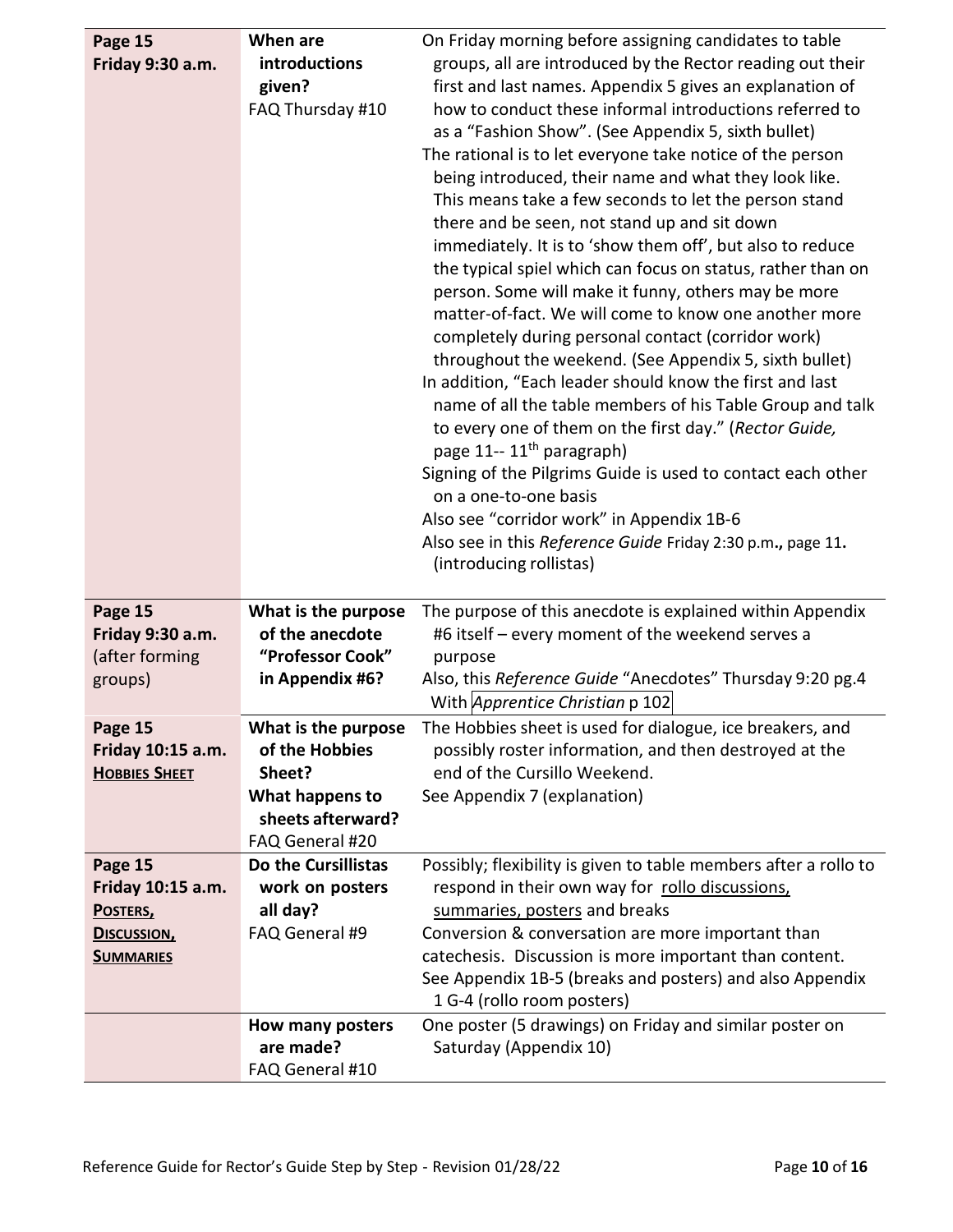| | | |
|---|---|---|
| **Page 15**<br>**Friday 9:30 a.m.** | **When are introductions given?**<br>FAQ Thursday #10 | On Friday morning before assigning candidates to table groups, all are introduced by the Rector reading out their first and last names. Appendix 5 gives an explanation of how to conduct these informal introductions referred to as a "Fashion Show". (See Appendix 5, sixth bullet)<br>The rational is to let everyone take notice of the person being introduced, their name and what they look like. This means take a few seconds to let the person stand there and be seen, not stand up and sit down immediately. It is to 'show them off', but also to reduce the typical spiel which can focus on status, rather than on person. Some will make it funny, others may be more matter-of-fact. We will come to know one another more completely during personal contact (corridor work) throughout the weekend. (See Appendix 5, sixth bullet)<br>In addition, "Each leader should know the first and last name of all the table members of his Table Group and talk to every one of them on the first day." (*Rector Guide,* page 11-- 11th paragraph)<br>Signing of the Pilgrims Guide is used to contact each other on a one-to-one basis<br>Also see "corridor work" in Appendix 1B-6<br>Also see in this *Reference Guide* Friday 2:30 p.m.**,** page 11**.** (introducing rollistas) |
| **Page 15**<br>**Friday 9:30 a.m.**<br>(after forming groups) | **What is the purpose of the anecdote "Professor Cook" in Appendix #6?** | The purpose of this anecdote is explained within Appendix #6 itself – every moment of the weekend serves a purpose<br>Also, this *Reference Guide* "Anecdotes" Thursday 9:20 pg.4 With *Apprentice Christian* p 102 |
| **Page 15**<br>**Friday 10:15 a.m.**<br>**HOBBIES SHEET** | **What is the purpose of the Hobbies Sheet?**<br>**What happens to sheets afterward?**<br>FAQ General #20 | The Hobbies sheet is used for dialogue, ice breakers, and possibly roster information, and then destroyed at the end of the Cursillo Weekend.<br>See Appendix 7 (explanation) |
| **Page 15**<br>**Friday 10:15 a.m.**<br>**POSTERS,**<br>**DISCUSSION,**<br>**SUMMARIES** | **Do the Cursillistas work on posters all day?**<br>FAQ General #9 | Possibly; flexibility is given to table members after a rollo to respond in their own way for rollo discussions, summaries, posters and breaks<br>Conversion & conversation are more important than catechesis. Discussion is more important than content.<br>See Appendix 1B-5 (breaks and posters) and also Appendix 1 G-4 (rollo room posters) |
| | **How many posters are made?**<br>FAQ General #10 | One poster (5 drawings) on Friday and similar poster on Saturday (Appendix 10) |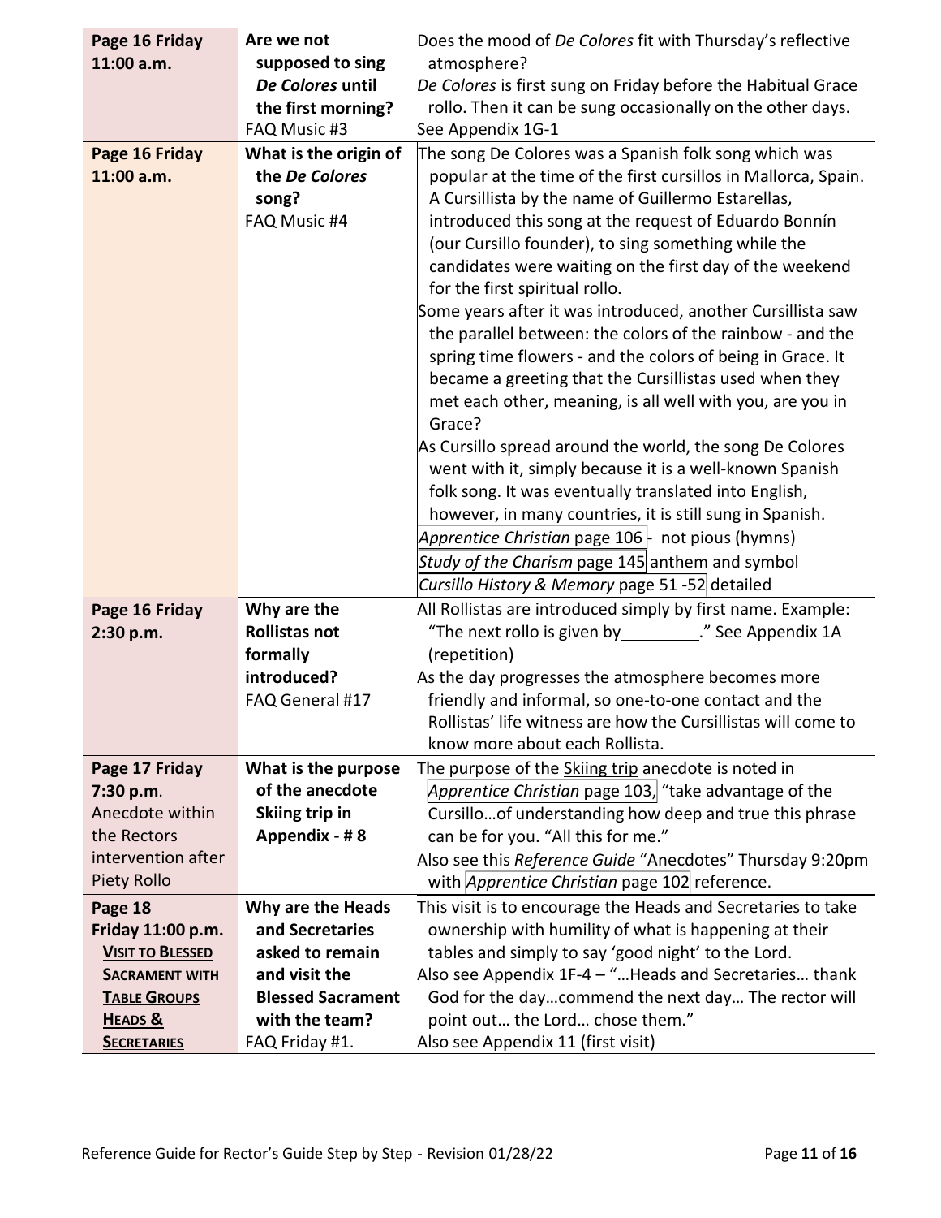| | | |
|---|---|---|
| **Page 16 Friday 11:00 a.m.** | **Are we not supposed to sing *De Colores* until the first morning?** FAQ Music #3 | Does the mood of *De Colores* fit with Thursday's reflective atmosphere?<br>*De Colores* is first sung on Friday before the Habitual Grace rollo. Then it can be sung occasionally on the other days.<br>See Appendix 1G-1 |
| **Page 16 Friday 11:00 a.m.** | **What is the origin of the *De Colores* song?** FAQ Music #4 | The song De Colores was a Spanish folk song which was popular at the time of the first cursillos in Mallorca, Spain. A Cursillista by the name of Guillermo Estarellas, introduced this song at the request of Eduardo Bonnín (our Cursillo founder), to sing something while the candidates were waiting on the first day of the weekend for the first spiritual rollo.<br>Some years after it was introduced, another Cursillista saw the parallel between: the colors of the rainbow - and the spring time flowers - and the colors of being in Grace. It became a greeting that the Cursillistas used when they met each other, meaning, is all well with you, are you in Grace?<br>As Cursillo spread around the world, the song De Colores went with it, simply because it is a well-known Spanish folk song. It was eventually translated into English, however, in many countries, it is still sung in Spanish.<br>*Apprentice Christian* page 106 - not pious (hymns)<br>*Study of the Charism* page 145 anthem and symbol<br>*Cursillo History & Memory* page 51 -52 detailed |
| **Page 16 Friday 2:30 p.m.** | **Why are the Rollistas not formally introduced?** FAQ General #17 | All Rollistas are introduced simply by first name. Example: "The next rollo is given by_________." See Appendix 1A (repetition)<br>As the day progresses the atmosphere becomes more friendly and informal, so one-to-one contact and the Rollistas' life witness are how the Cursillistas will come to know more about each Rollista. |
| **Page 17 Friday 7:30 p.m.** Anecdote within the Rectors intervention after Piety Rollo | **What is the purpose of the anecdote Skiing trip in Appendix - # 8** | The purpose of the Skiing trip anecdote is noted in *Apprentice Christian* page 103, "take advantage of the Cursillo…of understanding how deep and true this phrase can be for you. "All this for me."<br>Also see this *Reference Guide* "Anecdotes" Thursday 9:20pm with *Apprentice Christian* page 102 reference. |
| **Page 18 Friday 11:00 p.m.** **VISIT TO BLESSED SACRAMENT WITH TABLE GROUPS HEADS & SECRETARIES** | **Why are the Heads and Secretaries asked to remain and visit the Blessed Sacrament with the team?** FAQ Friday #1. | This visit is to encourage the Heads and Secretaries to take ownership with humility of what is happening at their tables and simply to say 'good night' to the Lord.<br>Also see Appendix 1F-4 – "…Heads and Secretaries… thank God for the day…commend the next day… The rector will point out… the Lord… chose them."<br>Also see Appendix 11 (first visit) |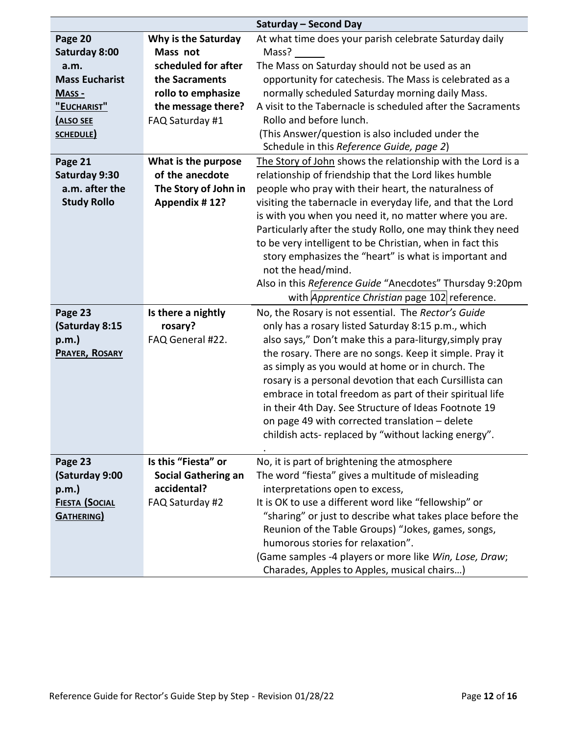| Saturday – Second Day | | |
|---|---|---|
| **Page 20 Saturday 8:00 a.m. Mass Eucharist** **MASS - "EUCHARIST" (ALSO SEE SCHEDULE)** | **Why is the Saturday Mass not scheduled for after the Sacraments rollo to emphasize the message there?** FAQ Saturday #1 | At what time does your parish celebrate Saturday daily Mass? _____ The Mass on Saturday should not be used as an opportunity for catechesis. The Mass is celebrated as a normally scheduled Saturday morning daily Mass. A visit to the Tabernacle is scheduled after the Sacraments Rollo and before lunch. (This Answer/question is also included under the Schedule in this *Reference Guide, page 2*) |
| **Page 21 Saturday 9:30 a.m. after the Study Rollo** | **What is the purpose of the anecdote The Story of John in Appendix # 12?** | The Story of John shows the relationship with the Lord is a relationship of friendship that the Lord likes humble people who pray with their heart, the naturalness of visiting the tabernacle in everyday life, and that the Lord is with you when you need it, no matter where you are. Particularly after the study Rollo, one may think they need to be very intelligent to be Christian, when in fact this story emphasizes the "heart" is what is important and not the head/mind. Also in this *Reference Guide* "Anecdotes" Thursday 9:20pm with *Apprentice Christian* page 102 reference. |
| **Page 23 (Saturday 8:15 p.m.)** **PRAYER, ROSARY** | **Is there a nightly rosary?** FAQ General #22. | No, the Rosary is not essential. The *Rector's Guide* only has a rosary listed Saturday 8:15 p.m., which also says," Don't make this a para-liturgy,simply pray the rosary. There are no songs. Keep it simple. Pray it as simply as you would at home or in church. The rosary is a personal devotion that each Cursillista can embrace in total freedom as part of their spiritual life in their 4th Day. See Structure of Ideas Footnote 19 on page 49 with corrected translation – delete childish acts- replaced by "without lacking energy". . |
| **Page 23 (Saturday 9:00 p.m.)** **FIESTA (SOCIAL GATHERING)** | **Is this "Fiesta" or Social Gathering an accidental?** FAQ Saturday #2 | No, it is part of brightening the atmosphere The word "fiesta" gives a multitude of misleading interpretations open to excess, It is OK to use a different word like "fellowship" or "sharing" or just to describe what takes place before the Reunion of the Table Groups) "Jokes, games, songs, humorous stories for relaxation". (Game samples -4 players or more like *Win, Lose, Draw*; Charades, Apples to Apples, musical chairs…) |

Reference Guide for Rector's Guide Step by Step - Revision 01/28/22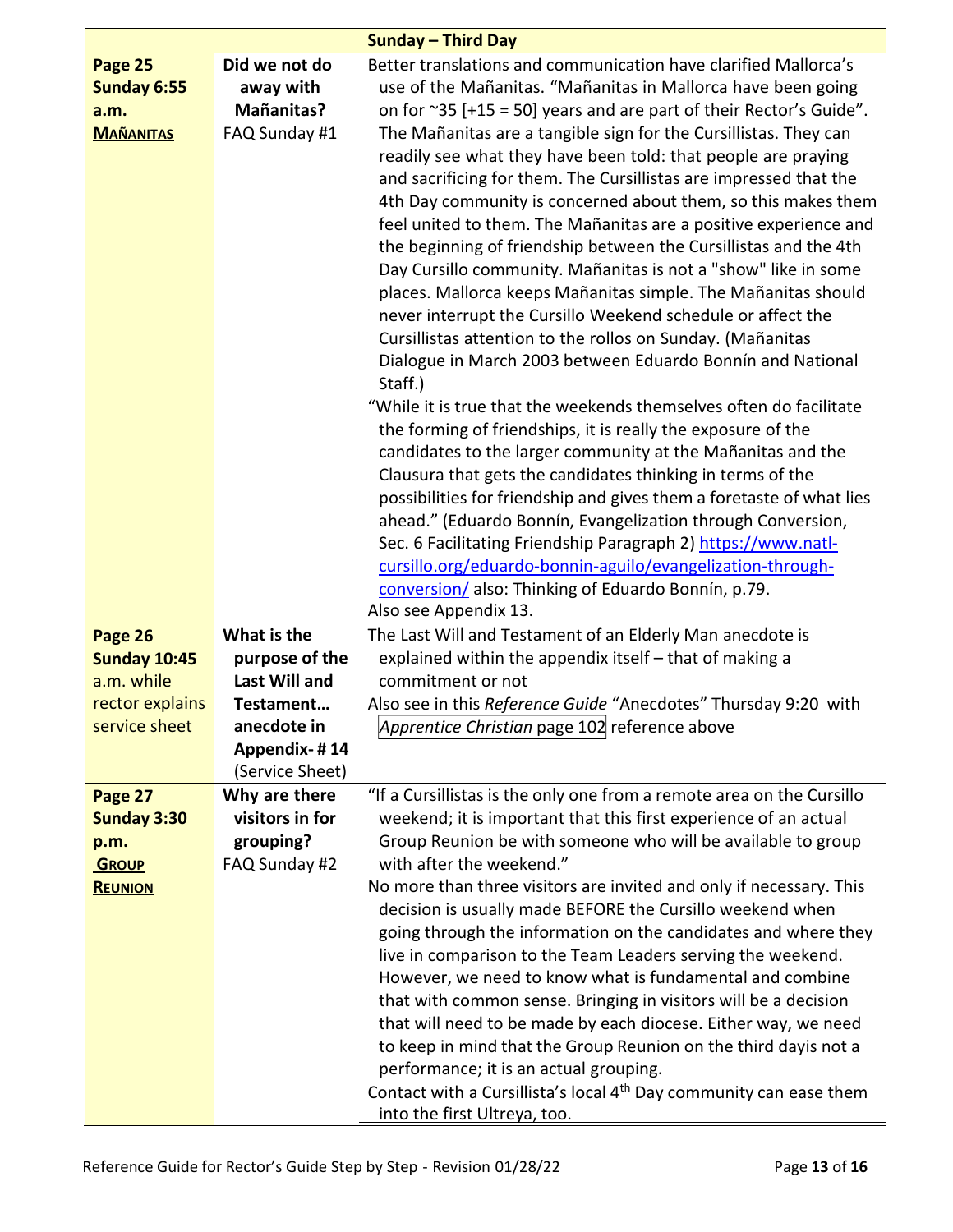| Sunday – Third Day | | |
|---|---|---|
| **Page 25** **Sunday 6:55 a.m.** **MAÑANITAS** | **Did we not do away with Mañanitas?** FAQ Sunday #1 | Better translations and communication have clarified Mallorca's use of the Mañanitas. "Mañanitas in Mallorca have been going on for ~35 [+15 = 50] years and are part of their Rector's Guide". The Mañanitas are a tangible sign for the Cursillistas. They can readily see what they have been told: that people are praying and sacrificing for them. The Cursillistas are impressed that the 4th Day community is concerned about them, so this makes them feel united to them. The Mañanitas are a positive experience and the beginning of friendship between the Cursillistas and the 4th Day Cursillo community. Mañanitas is not a "show" like in some places. Mallorca keeps Mañanitas simple. The Mañanitas should never interrupt the Cursillo Weekend schedule or affect the Cursillistas attention to the rollos on Sunday. (Mañanitas Dialogue in March 2003 between Eduardo Bonnín and National Staff.)<br>"While it is true that the weekends themselves often do facilitate the forming of friendships, it is really the exposure of the candidates to the larger community at the Mañanitas and the Clausura that gets the candidates thinking in terms of the possibilities for friendship and gives them a foretaste of what lies ahead." (Eduardo Bonnín, Evangelization through Conversion, Sec. 6 Facilitating Friendship Paragraph 2) https://www.natl-cursillo.org/eduardo-bonnin-aguilo/evangelization-through-conversion/ also: Thinking of Eduardo Bonnín, p.79.<br>Also see Appendix 13. |
| **Page 26** **Sunday 10:45** a.m. while rector explains service sheet | **What is the purpose of the Last Will and Testament… anecdote in Appendix- # 14** (Service Sheet) | The Last Will and Testament of an Elderly Man anecdote is explained within the appendix itself – that of making a commitment or not<br>Also see in this *Reference Guide* "Anecdotes" Thursday 9:20 with *Apprentice Christian* page 102 reference above |
| **Page 27** **Sunday 3:30 p.m.** **GROUP REUNION** | **Why are there visitors in for grouping?** FAQ Sunday #2 | "If a Cursillistas is the only one from a remote area on the Cursillo weekend; it is important that this first experience of an actual Group Reunion be with someone who will be available to group with after the weekend."<br>No more than three visitors are invited and only if necessary. This decision is usually made BEFORE the Cursillo weekend when going through the information on the candidates and where they live in comparison to the Team Leaders serving the weekend. However, we need to know what is fundamental and combine that with common sense. Bringing in visitors will be a decision that will need to be made by each diocese. Either way, we need to keep in mind that the Group Reunion on the third dayis not a performance; it is an actual grouping.<br>Contact with a Cursillista's local 4th Day community can ease them into the first Ultreya, too. |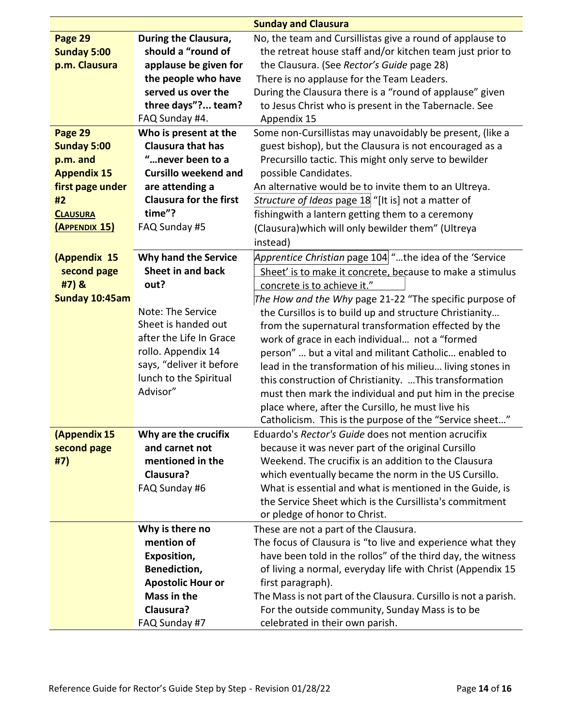| Sunday and Clausura | | |
|---|---|---|
| **Page 29 Sunday 5:00 p.m. Clausura** | **During the Clausura, should a "round of applause be given for the people who have served us over the three days"?... team?** FAQ Sunday #4. | No, the team and Cursillistas give a round of applause to the retreat house staff and/or kitchen team just prior to the Clausura. (See *Rector's Guide* page 28)<br>There is no applause for the Team Leaders.<br>During the Clausura there is a "round of applause" given to Jesus Christ who is present in the Tabernacle. See Appendix 15 |
| **Page 29 Sunday 5:00 p.m. and Appendix 15 first page under #2 <u>Clausura (Appendix 15)</u>** | **Who is present at the Clausura that has "…never been to a Cursillo weekend and are attending a Clausura for the first time"?** FAQ Sunday #5 | Some non-Cursillistas may unavoidably be present, (like a guest bishop), but the Clausura is not encouraged as a Precursillo tactic. This might only serve to bewilder possible Candidates.<br>An alternative would be to invite them to an Ultreya.<br>*Structure of Ideas* page 18 "[It is] not a matter of fishingwith a lantern getting them to a ceremony (Clausura)which will only bewilder them" (Ultreya instead) |
| **(Appendix 15 second page #7) & Sunday 10:45am** | **Why hand the Service Sheet in and back out?**<br><br>Note: The Service Sheet is handed out after the Life In Grace rollo. Appendix 14 says, "deliver it before lunch to the Spiritual Advisor" | *Apprentice Christian* page 104 "…the idea of the 'Service Sheet' is to make it concrete, because to make a stimulus concrete is to achieve it."<br>*The How and the Why* page 21-22 "The specific purpose of the Cursillos is to build up and structure Christianity… from the supernatural transformation effected by the work of grace in each individual… not a "formed person" … but a vital and militant Catholic… enabled to lead in the transformation of his milieu… living stones in this construction of Christianity. …This transformation must then mark the individual and put him in the precise place where, after the Cursillo, he must live his Catholicism. This is the purpose of the "Service sheet…" |
| **(Appendix 15 second page #7)** | **Why are the crucifix and carnet not mentioned in the Clausura?** FAQ Sunday #6 | Eduardo's *Rector's Guide* does not mention acrucifix because it was never part of the original Cursillo Weekend. The crucifix is an addition to the Clausura which eventually became the norm in the US Cursillo. What is essential and what is mentioned in the Guide, is the Service Sheet which is the Cursillista's commitment or pledge of honor to Christ. |
| | **Why is there no mention of Exposition, Benediction, Apostolic Hour or Mass in the Clausura?** FAQ Sunday #7 | These are not a part of the Clausura.<br>The focus of Clausura is "to live and experience what they have been told in the rollos" of the third day, the witness of living a normal, everyday life with Christ (Appendix 15 first paragraph).<br>The Mass is not part of the Clausura. Cursillo is not a parish. For the outside community, Sunday Mass is to be celebrated in their own parish. |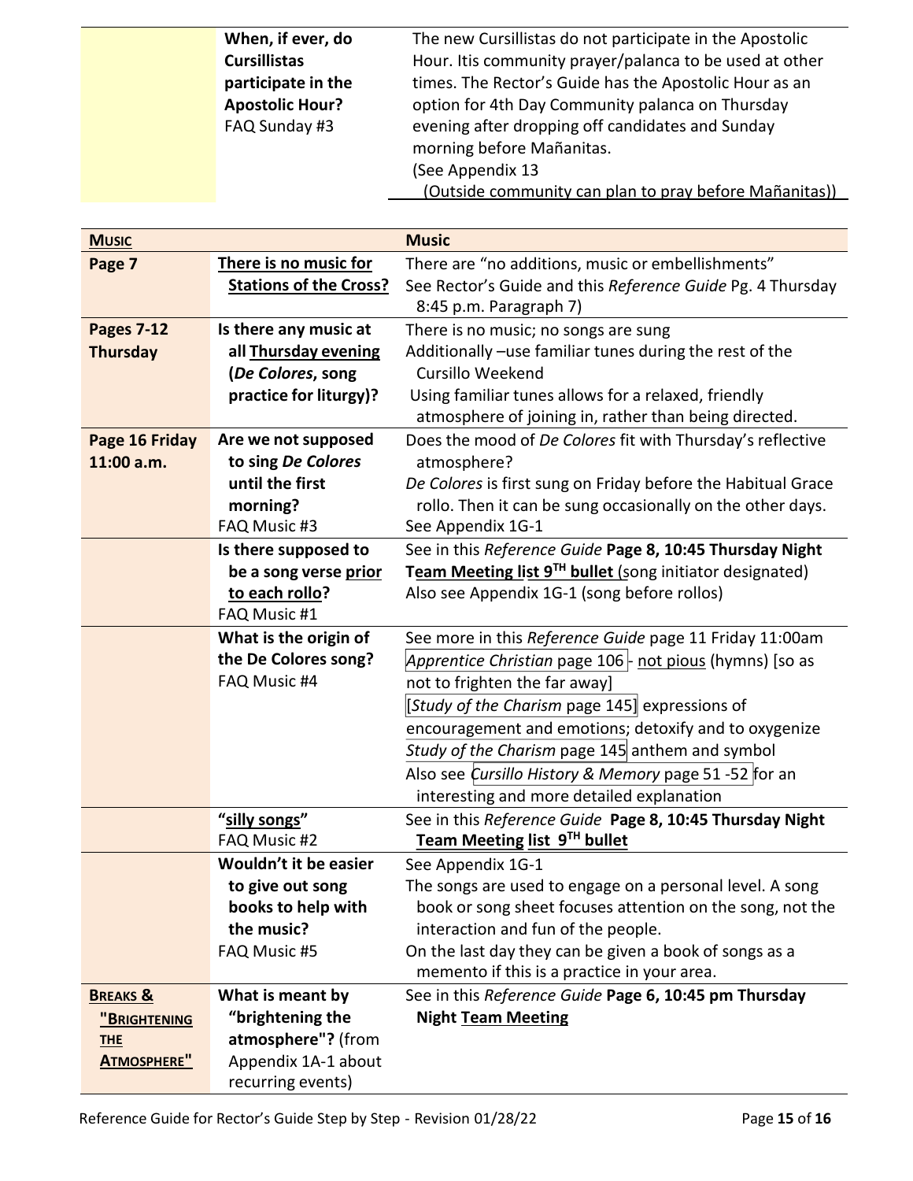| | **When, if ever, do Cursillistas participate in the Apostolic Hour?** FAQ Sunday #3 | The new Cursillistas do not participate in the Apostolic Hour. Itis community prayer/palanca to be used at other times. The Rector's Guide has the Apostolic Hour as an option for 4th Day Community palanca on Thursday evening after dropping off candidates and Sunday morning before Mañanitas. (See Appendix 13 (Outside community can plan to pray before Mañanitas)) |
|---|---|---|

| **MUSIC** | | **Music** |
|---|---|---|
| **Page 7** | **There is no music for Stations of the Cross?** | There are "no additions, music or embellishments" See Rector's Guide and this *Reference Guide* Pg. 4 Thursday 8:45 p.m. Paragraph 7) |
| **Pages 7-12 Thursday** | **Is there any music at all Thursday evening (*De Colores*, song practice for liturgy)?** | There is no music; no songs are sung Additionally –use familiar tunes during the rest of the Cursillo Weekend Using familiar tunes allows for a relaxed, friendly atmosphere of joining in, rather than being directed. |
| **Page 16 Friday 11:00 a.m.** | **Are we not supposed to sing *De Colores* until the first morning?** FAQ Music #3 | Does the mood of *De Colores* fit with Thursday's reflective atmosphere? *De Colores* is first sung on Friday before the Habitual Grace rollo. Then it can be sung occasionally on the other days. See Appendix 1G-1 |
| | **Is there supposed to be a song verse prior to each rollo?** FAQ Music #1 | See in this *Reference Guide* **Page 8, 10:45 Thursday Night Team Meeting list 9TH bullet** (song initiator designated) Also see Appendix 1G-1 (song before rollos) |
| | **What is the origin of the De Colores song?** FAQ Music #4 | See more in this *Reference Guide* page 11 Friday 11:00am *Apprentice Christian* page 106 - not pious (hymns) [so as not to frighten the far away] [*Study of the Charism* page 145] expressions of encouragement and emotions; detoxify and to oxygenize *Study of the Charism* page 145 anthem and symbol Also see *Cursillo History & Memory* page 51 -52 for an interesting and more detailed explanation |
| | **"silly songs"** FAQ Music #2 | See in this *Reference Guide* **Page 8, 10:45 Thursday Night Team Meeting list 9TH bullet** |
| | **Wouldn't it be easier to give out song books to help with the music?** FAQ Music #5 | See Appendix 1G-1 The songs are used to engage on a personal level. A song book or song sheet focuses attention on the song, not the interaction and fun of the people. On the last day they can be given a book of songs as a memento if this is a practice in your area. |
| **BREAKS & "BRIGHTENING THE ATMOSPHERE"** | **What is meant by "brightening the atmosphere"?** (from Appendix 1A-1 about recurring events) | See in this *Reference Guide* **Page 6, 10:45 pm Thursday Night Team Meeting** |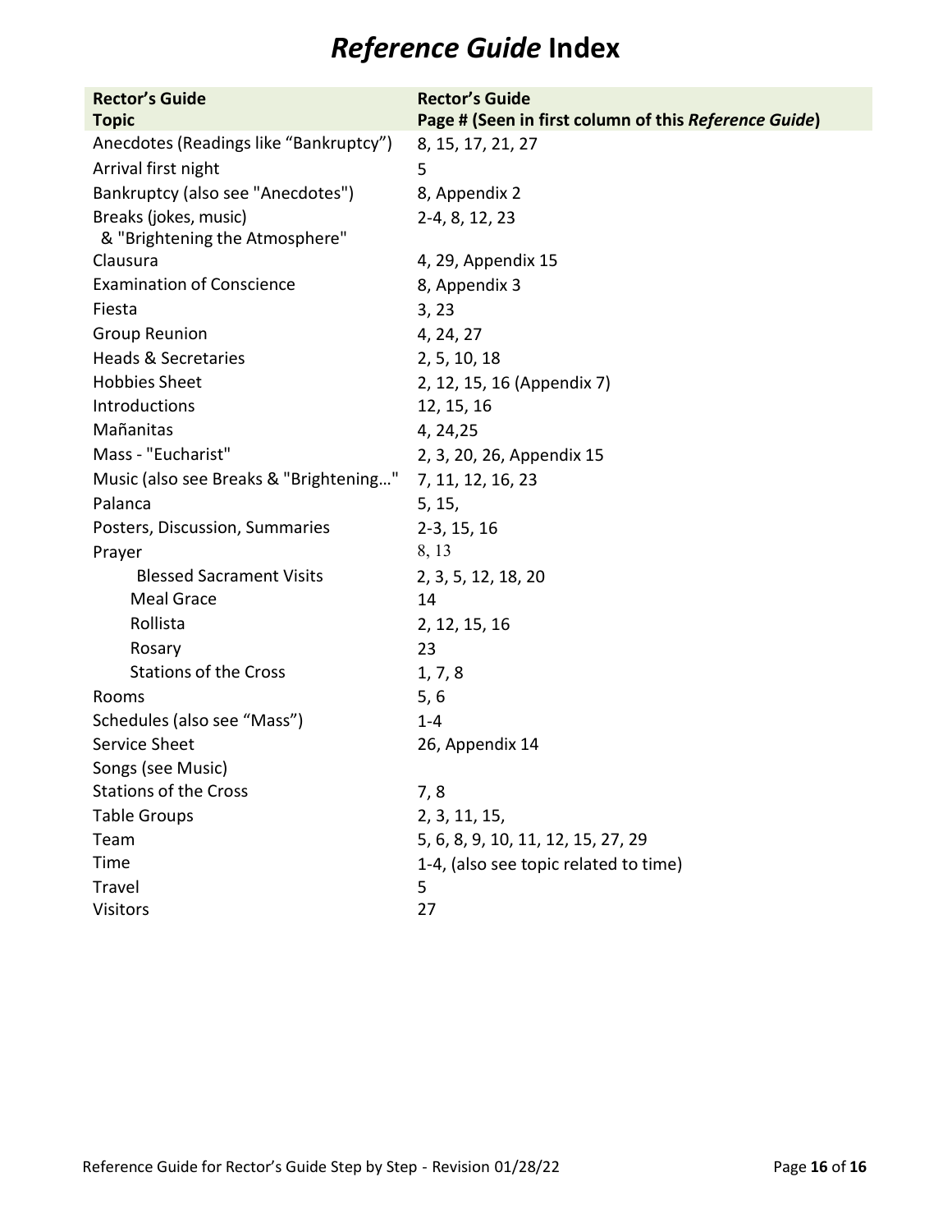# *Reference Guide* Index

| Rector's Guide Topic | Rector's Guide Page # (Seen in first column of this *Reference Guide*) |
|---|---|
| Anecdotes (Readings like "Bankruptcy") | 8, 15, 17, 21, 27 |
| Arrival first night | 5 |
| Bankruptcy (also see "Anecdotes") | 8, Appendix 2 |
| Breaks (jokes, music) & "Brightening the Atmosphere" | 2-4, 8, 12, 23 |
| Clausura | 4, 29, Appendix 15 |
| Examination of Conscience | 8, Appendix 3 |
| Fiesta | 3, 23 |
| Group Reunion | 4, 24, 27 |
| Heads & Secretaries | 2, 5, 10, 18 |
| Hobbies Sheet | 2, 12, 15, 16 (Appendix 7) |
| Introductions | 12, 15, 16 |
| Mañanitas | 4, 24,25 |
| Mass - "Eucharist" | 2, 3, 20, 26, Appendix 15 |
| Music (also see Breaks & "Brightening…" | 7, 11, 12, 16, 23 |
| Palanca | 5, 15, |
| Posters, Discussion, Summaries | 2-3, 15, 16 |
| Prayer | 8, 13 |
| Blessed Sacrament Visits | 2, 3, 5, 12, 18, 20 |
| Meal Grace | 14 |
| Rollista | 2, 12, 15, 16 |
| Rosary | 23 |
| Stations of the Cross | 1, 7, 8 |
| Rooms | 5, 6 |
| Schedules (also see "Mass") | 1-4 |
| Service Sheet | 26, Appendix 14 |
| Songs (see Music) | |
| Stations of the Cross | 7, 8 |
| Table Groups | 2, 3, 11, 15, |
| Team | 5, 6, 8, 9, 10, 11, 12, 15, 27, 29 |
| Time | 1-4, (also see topic related to time) |
| Travel | 5 |
| Visitors | 27 |